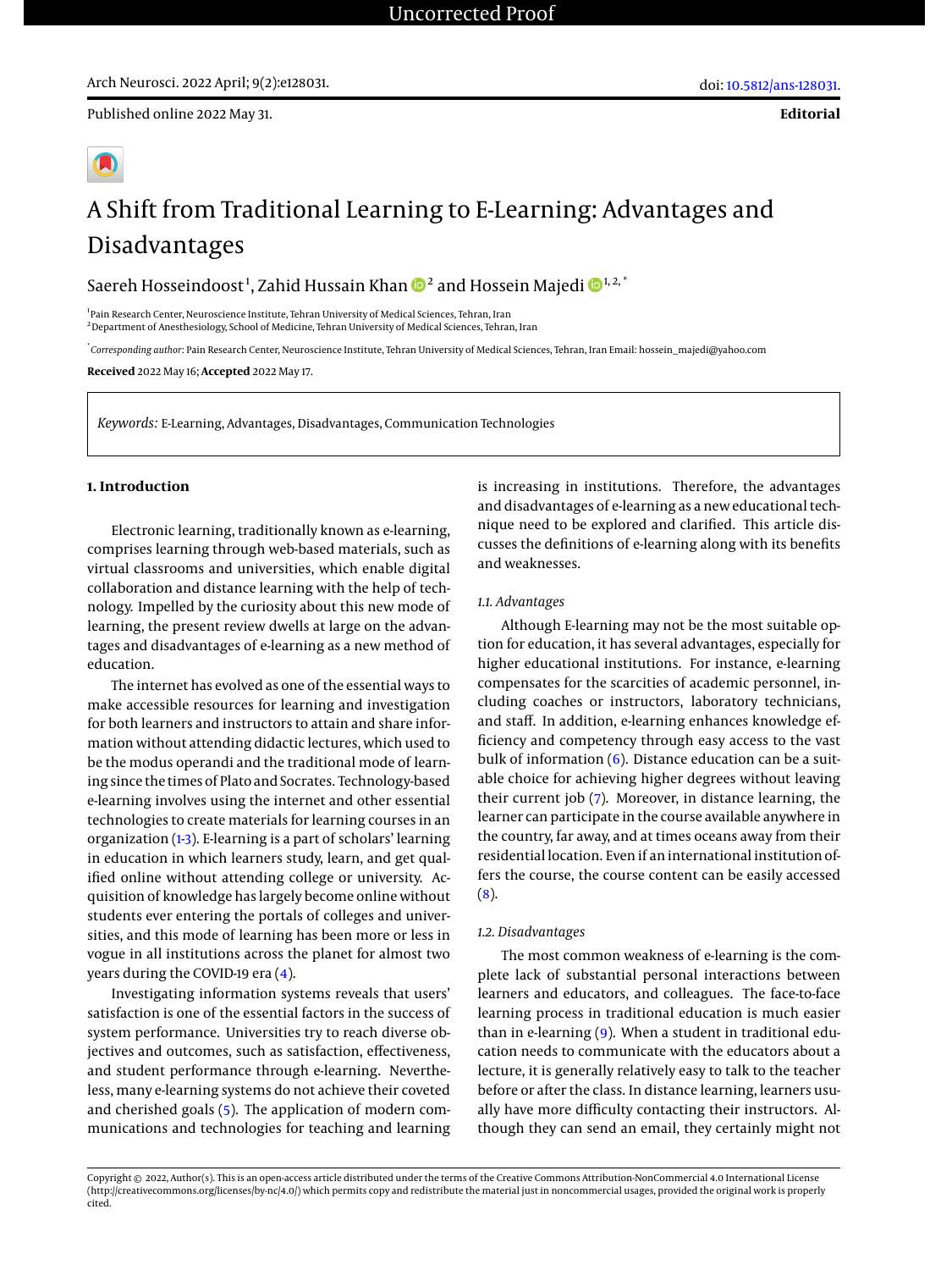Published online 2022 May 31.

**Editorial**

# A Shift from Traditional Learning to E-Learning: Advantages and Disadvantages

Saereh Hosseindoost[1], Zahid Hussain Khan[2] and Hossein Majedi[1, 2, *]

[1]Pain Research Center, Neuroscience Institute, Tehran University of Medical Sciences, Tehran, Iran
[2]Department of Anesthesiology, School of Medicine, Tehran University of Medical Sciences, Tehran, Iran

[*]*Corresponding author*: Pain Research Center, Neuroscience Institute, Tehran University of Medical Sciences, Tehran, Iran Email: hossein_majedi@yahoo.com

**Received** 2022 May 16; **Accepted** 2022 May 17.

*Keywords:* E-Learning, Advantages, Disadvantages, Communication Technologies

## 1. Introduction

Electronic learning, traditionally known as e-learning, comprises learning through web-based materials, such as virtual classrooms and universities, which enable digital collaboration and distance learning with the help of technology. Impelled by the curiosity about this new mode of learning, the present review dwells at large on the advantages and disadvantages of e-learning as a new method of education.

The internet has evolved as one of the essential ways to make accessible resources for learning and investigation for both learners and instructors to attain and share information without attending didactic lectures, which used to be the modus operandi and the traditional mode of learning since the times of Plato and Socrates. Technology-based e-learning involves using the internet and other essential technologies to create materials for learning courses in an organization (1-3). E-learning is a part of scholars' learning in education in which learners study, learn, and get qualified online without attending college or university. Acquisition of knowledge has largely become online without students ever entering the portals of colleges and universities, and this mode of learning has been more or less in vogue in all institutions across the planet for almost two years during the COVID-19 era (4).

Investigating information systems reveals that users' satisfaction is one of the essential factors in the success of system performance. Universities try to reach diverse objectives and outcomes, such as satisfaction, effectiveness, and student performance through e-learning. Nevertheless, many e-learning systems do not achieve their coveted and cherished goals (5). The application of modern communications and technologies for teaching and learning is increasing in institutions. Therefore, the advantages and disadvantages of e-learning as a new educational technique need to be explored and clarified. This article discusses the definitions of e-learning along with its benefits and weaknesses.

### 1.1. Advantages

Although E-learning may not be the most suitable option for education, it has several advantages, especially for higher educational institutions. For instance, e-learning compensates for the scarcities of academic personnel, including coaches or instructors, laboratory technicians, and staff. In addition, e-learning enhances knowledge efficiency and competency through easy access to the vast bulk of information (6). Distance education can be a suitable choice for achieving higher degrees without leaving their current job (7). Moreover, in distance learning, the learner can participate in the course available anywhere in the country, far away, and at times oceans away from their residential location. Even if an international institution offers the course, the course content can be easily accessed (8).

### 1.2. Disadvantages

The most common weakness of e-learning is the complete lack of substantial personal interactions between learners and educators, and colleagues. The face-to-face learning process in traditional education is much easier than in e-learning (9). When a student in traditional education needs to communicate with the educators about a lecture, it is generally relatively easy to talk to the teacher before or after the class. In distance learning, learners usually have more difficulty contacting their instructors. Although they can send an email, they certainly might not

Copyright © 2022, Author(s). This is an open-access article distributed under the terms of the Creative Commons Attribution-NonCommercial 4.0 International License (http://creativecommons.org/licenses/by-nc/4.0/) which permits copy and redistribute the material just in noncommercial usages, provided the original work is properly cited.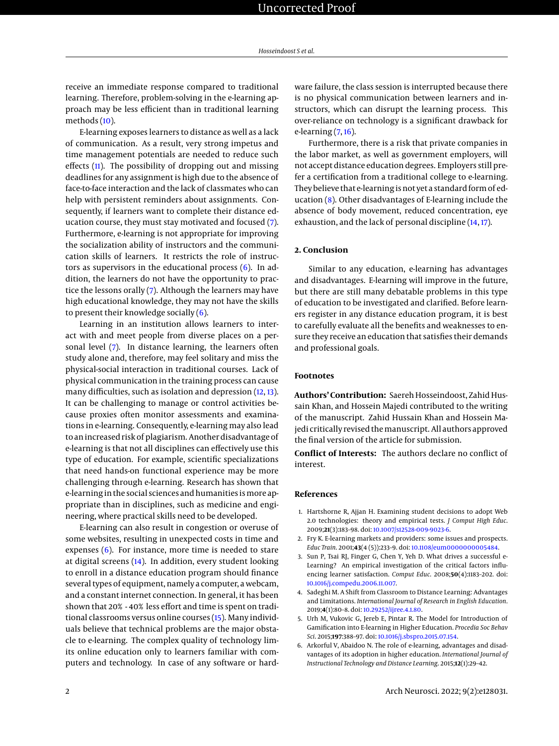receive an immediate response compared to traditional learning. Therefore, problem-solving in the e-learning approach may be less efficient than in traditional learning methods (10).

E-learning exposes learners to distance as well as a lack of communication. As a result, very strong impetus and time management potentials are needed to reduce such effects (11). The possibility of dropping out and missing deadlines for any assignment is high due to the absence of face-to-face interaction and the lack of classmates who can help with persistent reminders about assignments. Consequently, if learners want to complete their distance education course, they must stay motivated and focused (7). Furthermore, e-learning is not appropriate for improving the socialization ability of instructors and the communication skills of learners. It restricts the role of instructors as supervisors in the educational process (6). In addition, the learners do not have the opportunity to practice the lessons orally (7). Although the learners may have high educational knowledge, they may not have the skills to present their knowledge socially (6).

Learning in an institution allows learners to interact with and meet people from diverse places on a personal level (7). In distance learning, the learners often study alone and, therefore, may feel solitary and miss the physical-social interaction in traditional courses. Lack of physical communication in the training process can cause many difficulties, such as isolation and depression (12, 13). It can be challenging to manage or control activities because proxies often monitor assessments and examinations in e-learning. Consequently, e-learning may also lead to an increased risk of plagiarism. Another disadvantage of e-learning is that not all disciplines can effectively use this type of education. For example, scientific specializations that need hands-on functional experience may be more challenging through e-learning. Research has shown that e-learning in the social sciences and humanities is more appropriate than in disciplines, such as medicine and engineering, where practical skills need to be developed.

E-learning can also result in congestion or overuse of some websites, resulting in unexpected costs in time and expenses (6). For instance, more time is needed to stare at digital screens (14). In addition, every student looking to enroll in a distance education program should finance several types of equipment, namely a computer, a webcam, and a constant internet connection. In general, it has been shown that 20% - 40% less effort and time is spent on traditional classrooms versus online courses (15). Many individuals believe that technical problems are the major obstacle to e-learning. The complex quality of technology limits online education only to learners familiar with computers and technology. In case of any software or hardware failure, the class session is interrupted because there is no physical communication between learners and instructors, which can disrupt the learning process. This over-reliance on technology is a significant drawback for e-learning (7, 16).

Furthermore, there is a risk that private companies in the labor market, as well as government employers, will not accept distance education degrees. Employers still prefer a certification from a traditional college to e-learning. They believe that e-learning is not yet a standard form of education (8). Other disadvantages of E-learning include the absence of body movement, reduced concentration, eye exhaustion, and the lack of personal discipline (14, 17).

## 2. Conclusion

Similar to any education, e-learning has advantages and disadvantages. E-learning will improve in the future, but there are still many debatable problems in this type of education to be investigated and clarified. Before learners register in any distance education program, it is best to carefully evaluate all the benefits and weaknesses to ensure they receive an education that satisfies their demands and professional goals.

## Footnotes

**Authors' Contribution:** Saereh Hosseindoost, Zahid Hussain Khan, and Hossein Majedi contributed to the writing of the manuscript. Zahid Hussain Khan and Hossein Majedi critically revised the manuscript. All authors approved the final version of the article for submission.

**Conflict of Interests:** The authors declare no conflict of interest.

## References

1. Hartshorne R, Ajjan H. Examining student decisions to adopt Web 2.0 technologies: theory and empirical tests. *J Comput High Educ*. 2009;**21**(3):183–98. doi: 10.1007/s12528-009-9023-6.
2. Fry K. E-learning markets and providers: some issues and prospects. *Educ Train*. 2001;**43**(4 (5)):233–9. doi: 10.1108/eum0000000005484.
3. Sun P, Tsai RJ, Finger G, Chen Y, Yeh D. What drives a successful e-Learning? An empirical investigation of the critical factors influencing learner satisfaction. *Comput Educ*. 2008;**50**(4):1183–202. doi: 10.1016/j.compedu.2006.11.007.
4. Sadeghi M. A Shift from Classroom to Distance Learning: Advantages and Limitations. *International Journal of Research in English Education*. 2019;**4**(1):80–8. doi: 10.29252/ijree.4.1.80.
5. Urh M, Vukovic G, Jereb E, Pintar R. The Model for Introduction of Gamification into E-learning in Higher Education. *Procedia Soc Behav Sci*. 2015;**197**:388–97. doi: 10.1016/j.sbspro.2015.07.154.
6. Arkorful V, Abaidoo N. The role of e-learning, advantages and disadvantages of its adoption in higher education. *International Journal of Instructional Technology and Distance Learning*. 2015;**12**(1):29–42.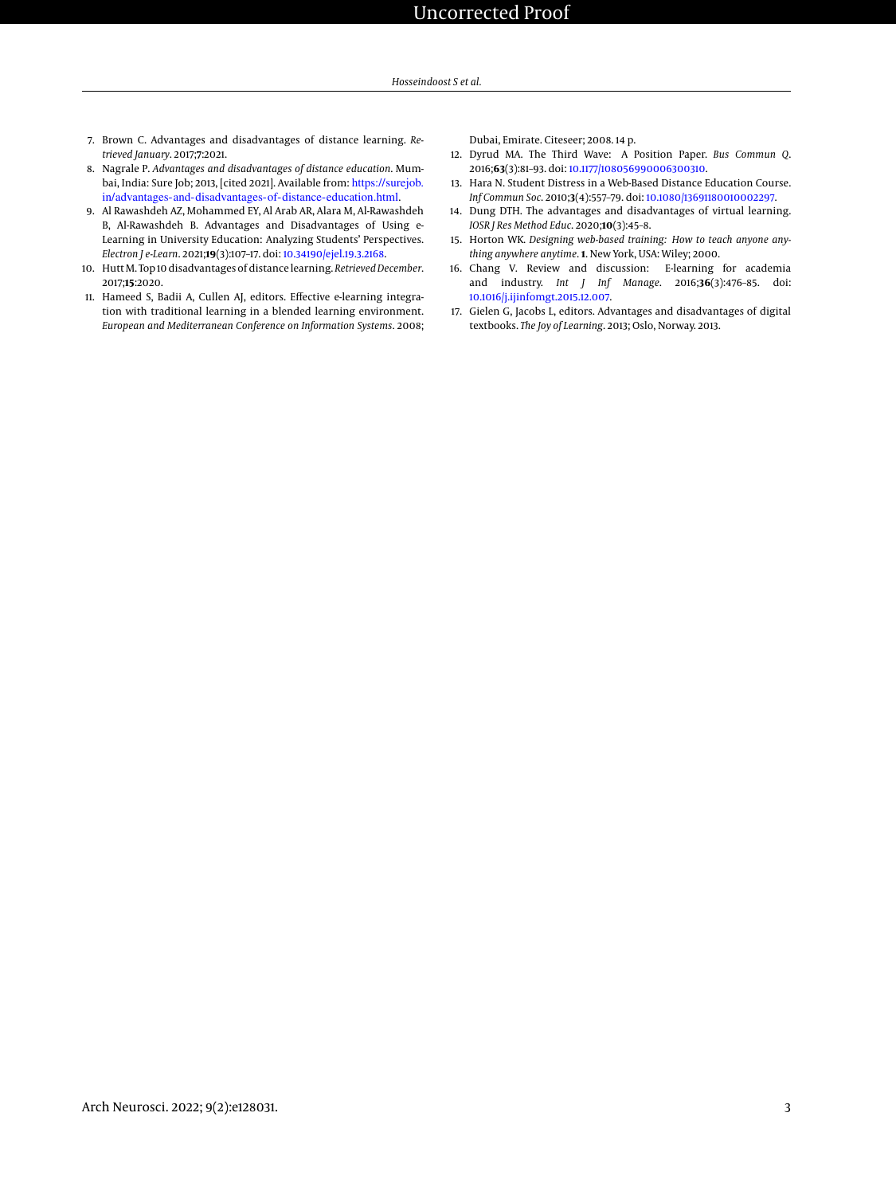7. Brown C. Advantages and disadvantages of distance learning. *Retrieved January*. 2017;**7**:2021.
8. Nagrale P. *Advantages and disadvantages of distance education*. Mumbai, India: Sure Job; 2013, [cited 2021]. Available from: https://surejob.in/advantages-and-disadvantages-of-distance-education.html.
9. Al Rawashdeh AZ, Mohammed EY, Al Arab AR, Alara M, Al-Rawashdeh B, Al-Rawashdeh B. Advantages and Disadvantages of Using e-Learning in University Education: Analyzing Students' Perspectives. *Electron J e-Learn*. 2021;**19**(3):107–17. doi: 10.34190/ejel.19.3.2168.
10. Hutt M. Top 10 disadvantages of distance learning. *Retrieved December*. 2017;**15**:2020.
11. Hameed S, Badii A, Cullen AJ, editors. Effective e-learning integration with traditional learning in a blended learning environment. *European and Mediterranean Conference on Information Systems*. 2008; Dubai, Emirate. Citeseer; 2008. 14 p.
12. Dyrud MA. The Third Wave: A Position Paper. *Bus Commun Q*. 2016;**63**(3):81–93. doi: 10.1177/108056990006300310.
13. Hara N. Student Distress in a Web-Based Distance Education Course. *Inf Commun Soc*. 2010;**3**(4):557–79. doi: 10.1080/13691180010002297.
14. Dung DTH. The advantages and disadvantages of virtual learning. *IOSR J Res Method Educ*. 2020;**10**(3):45–8.
15. Horton WK. *Designing web-based training: How to teach anyone anything anywhere anytime*. **1**. New York, USA: Wiley; 2000.
16. Chang V. Review and discussion: E-learning for academia and industry. *Int J Inf Manage*. 2016;**36**(3):476–85. doi: 10.1016/j.ijinfomgt.2015.12.007.
17. Gielen G, Jacobs L, editors. Advantages and disadvantages of digital textbooks. *The Joy of Learning*. 2013; Oslo, Norway. 2013.